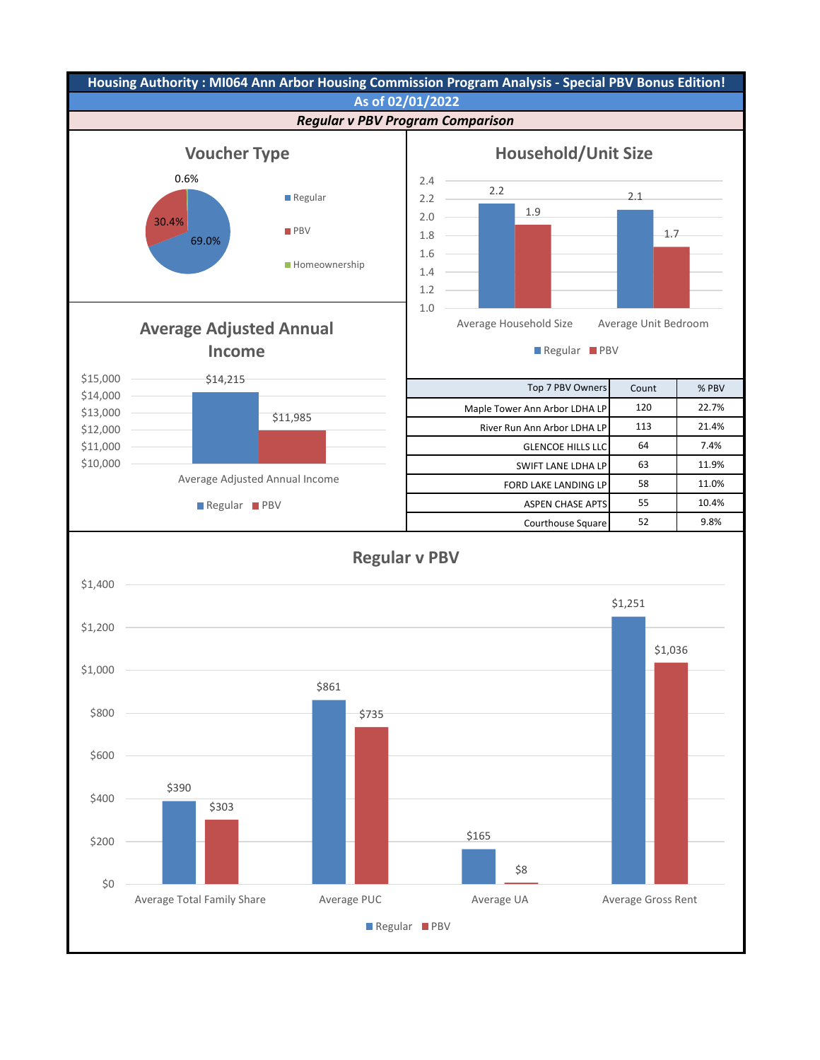# Housing Authority : MI064 Ann Arbor Housing Commission Program Analysis - Special PBV Bonus Edition!

## As of 02/01/2022

***Regular v PBV Program Comparison***

### Voucher Type

| Type | Percent |
|---|---|
| Regular | 69.0% |
| PBV | 30.4% |
| Homeownership | 0.6% |

### Household/Unit Size

| | Regular | PBV |
|---|---|---|
| Average Household Size | 2.2 | 1.9 |
| Average Unit Bedroom | 2.1 | 1.7 |

### Average Adjusted Annual Income

| | Regular | PBV |
|---|---|---|
| Average Adjusted Annual Income | $14,215 | $11,985 |

| Top 7 PBV Owners | Count | % PBV |
|---|---|---|
| Maple Tower Ann Arbor LDHA LP | 120 | 22.7% |
| River Run Ann Arbor LDHA LP | 113 | 21.4% |
| GLENCOE HILLS LLC | 64 | 7.4% |
| SWIFT LANE LDHA LP | 63 | 11.9% |
| FORD LAKE LANDING LP | 58 | 11.0% |
| ASPEN CHASE APTS | 55 | 10.4% |
| Courthouse Square | 52 | 9.8% |

### Regular v PBV

| | Regular | PBV |
|---|---|---|
| Average Total Family Share | $390 | $303 |
| Average PUC | $861 | $735 |
| Average UA | $165 | $8 |
| Average Gross Rent | $1,251 | $1,036 |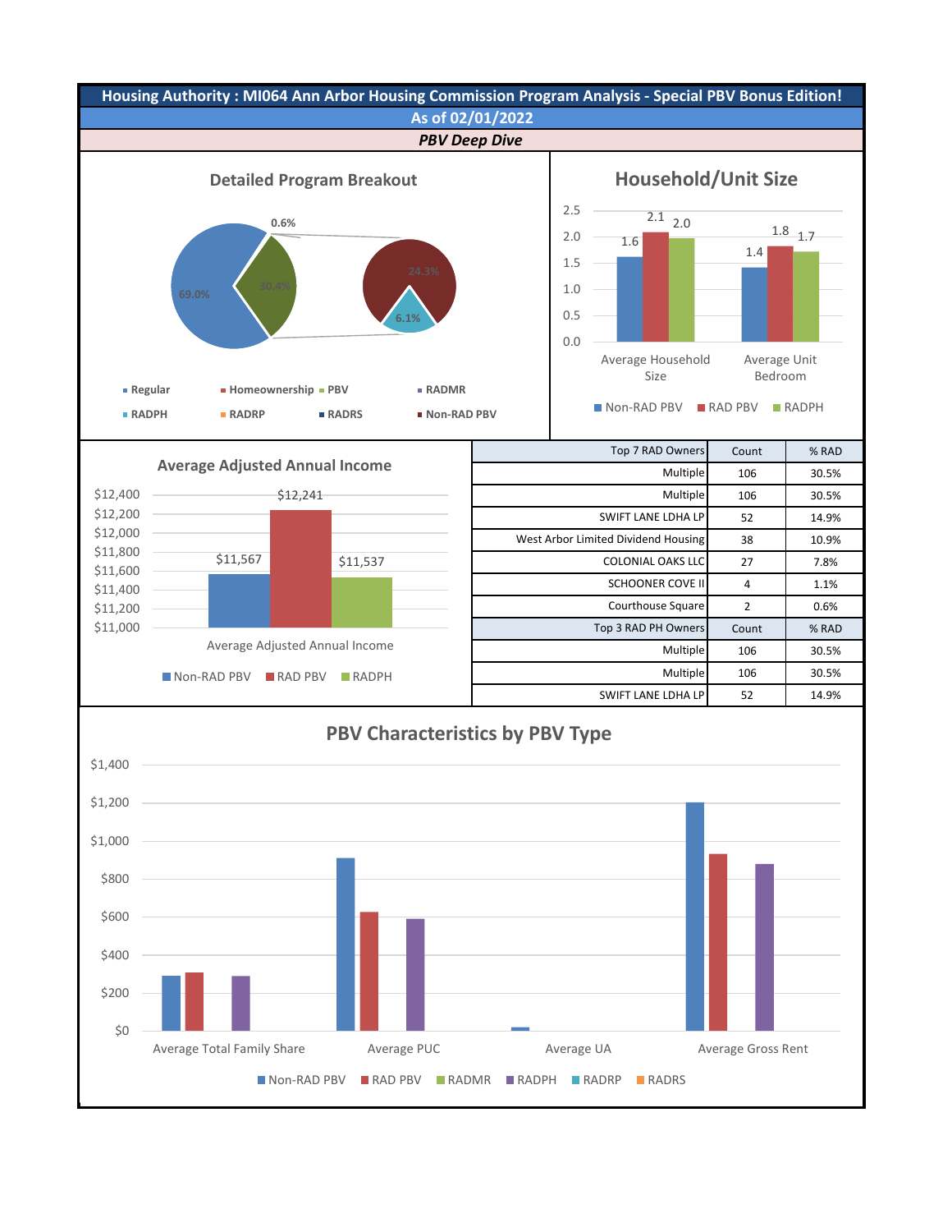# Housing Authority : MI064 Ann Arbor Housing Commission Program Analysis - Special PBV Bonus Edition!

As of 02/01/2022

***PBV Deep Dive***

## Detailed Program Breakout

0.6%
69.0%
30.4%
24.3%
6.1%

Regular
Homeownership
PBV
RADMR
RADPH
RADRP
RADRS
Non-RAD PBV

## Household/Unit Size

2.5
2.0
1.5
1.0
0.5
0.0

1.6
2.1
2.0
1.4
1.8
1.7

Average Household Size
Average Unit Bedroom

Non-RAD PBV
RAD PBV
RADPH

## Average Adjusted Annual Income

$12,400
$12,200
$12,000
$11,800
$11,600
$11,400
$11,200
$11,000

$11,567
$12,241
$11,537

Average Adjusted Annual Income

Non-RAD PBV
RAD PBV
RADPH

| Top 7 RAD Owners | Count | % RAD |
|---|---|---|
| Multiple | 106 | 30.5% |
| Multiple | 106 | 30.5% |
| SWIFT LANE LDHA LP | 52 | 14.9% |
| West Arbor Limited Dividend Housing | 38 | 10.9% |
| COLONIAL OAKS LLC | 27 | 7.8% |
| SCHOONER COVE II | 4 | 1.1% |
| Courthouse Square | 2 | 0.6% |
| **Top 3 RAD PH Owners** | **Count** | **% RAD** |
| Multiple | 106 | 30.5% |
| Multiple | 106 | 30.5% |
| SWIFT LANE LDHA LP | 52 | 14.9% |

## PBV Characteristics by PBV Type

$1,400
$1,200
$1,000
$800
$600
$400
$200
$0

Average Total Family Share
Average PUC
Average UA
Average Gross Rent

Non-RAD PBV
RAD PBV
RADMR
RADPH
RADRP
RADRS